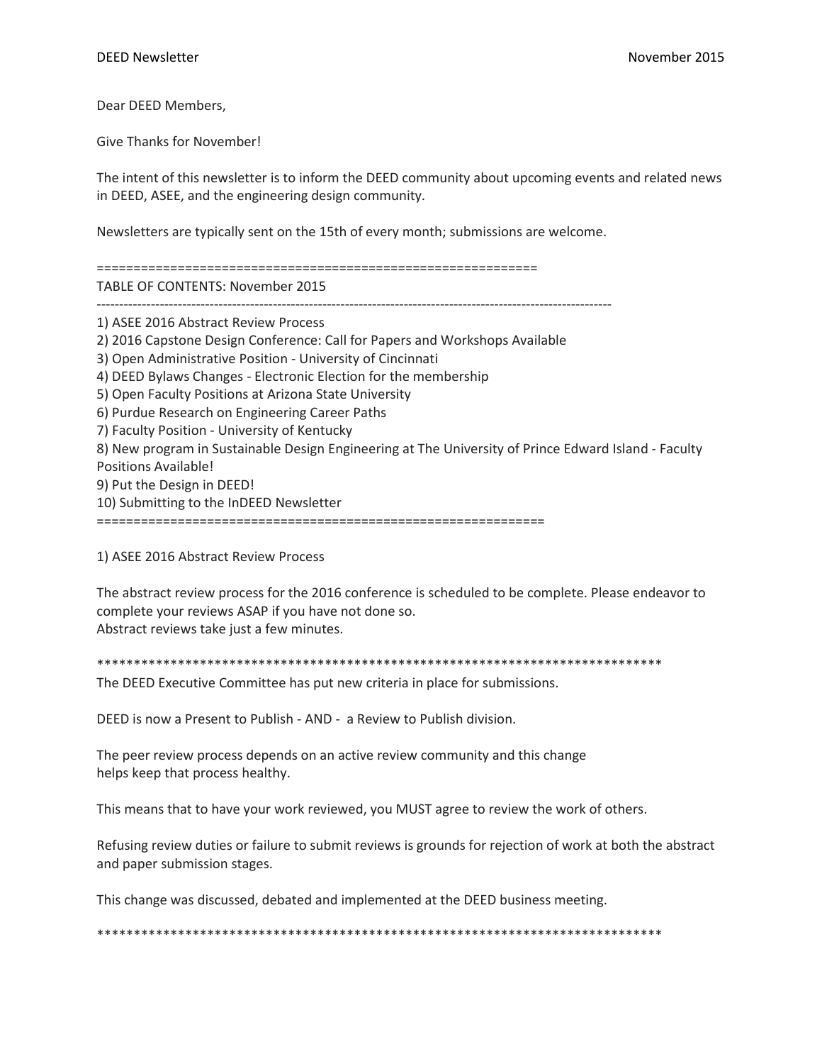DEED Newsletter November 2015

Dear DEED Members,

Give Thanks for November!

The intent of this newsletter is to inform the DEED community about upcoming events and related news in DEED, ASEE, and the engineering design community.

Newsletters are typically sent on the 15th of every month; submissions are welcome.

===========================================================

TABLE OF CONTENTS: November 2015

-----------------------------------------------------------------------------------------------------------------

1) ASEE 2016 Abstract Review Process
2) 2016 Capstone Design Conference: Call for Papers and Workshops Available
3) Open Administrative Position - University of Cincinnati
4) DEED Bylaws Changes - Electronic Election for the membership
5) Open Faculty Positions at Arizona State University
6) Purdue Research on Engineering Career Paths
7) Faculty Position - University of Kentucky
8) New program in Sustainable Design Engineering at The University of Prince Edward Island - Faculty Positions Available!
9) Put the Design in DEED!
10) Submitting to the InDEED Newsletter

===========================================================

1) ASEE 2016 Abstract Review Process

The abstract review process for the 2016 conference is scheduled to be complete. Please endeavor to complete your reviews ASAP if you have not done so.
Abstract reviews take just a few minutes.

******************************************************************************

The DEED Executive Committee has put new criteria in place for submissions.

DEED is now a Present to Publish - AND - a Review to Publish division.

The peer review process depends on an active review community and this change
helps keep that process healthy.

This means that to have your work reviewed, you MUST agree to review the work of others.

Refusing review duties or failure to submit reviews is grounds for rejection of work at both the abstract and paper submission stages.

This change was discussed, debated and implemented at the DEED business meeting.

******************************************************************************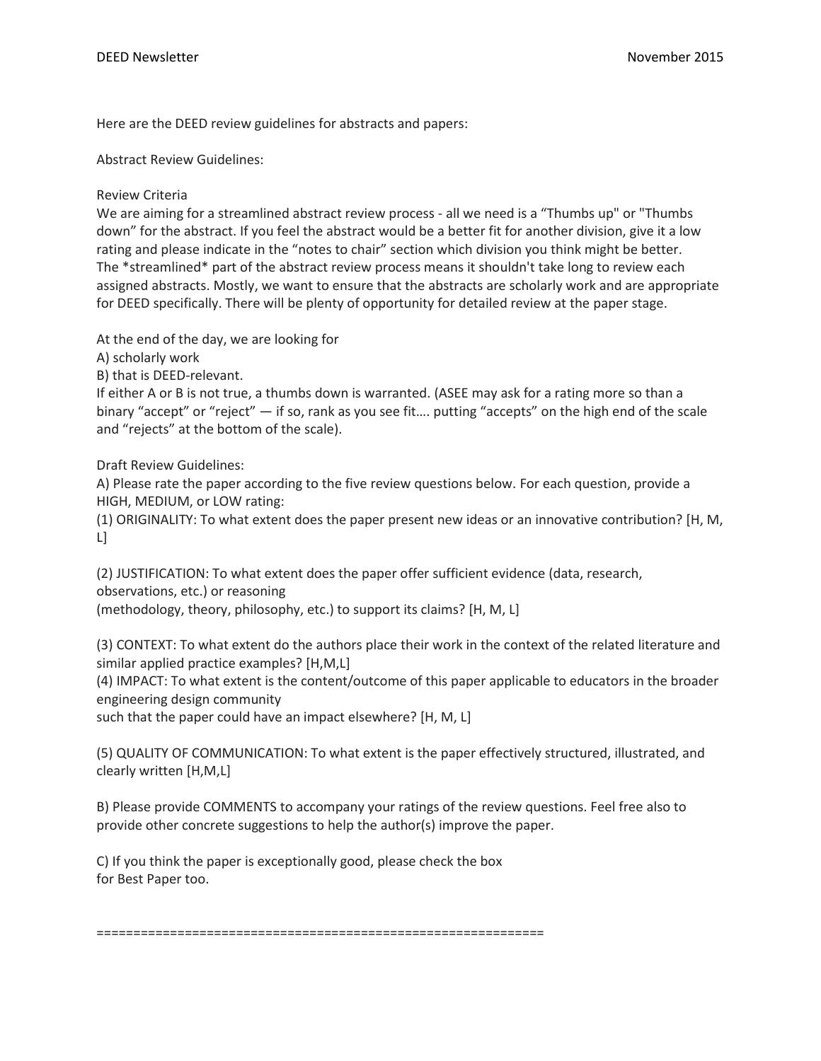Here are the DEED review guidelines for abstracts and papers:

Abstract Review Guidelines:

Review Criteria
We are aiming for a streamlined abstract review process - all we need is a "Thumbs up" or "Thumbs down" for the abstract. If you feel the abstract would be a better fit for another division, give it a low rating and please indicate in the "notes to chair" section which division you think might be better.
The *streamlined* part of the abstract review process means it shouldn't take long to review each assigned abstracts. Mostly, we want to ensure that the abstracts are scholarly work and are appropriate for DEED specifically. There will be plenty of opportunity for detailed review at the paper stage.

At the end of the day, we are looking for
A) scholarly work
B) that is DEED-relevant.
If either A or B is not true, a thumbs down is warranted. (ASEE may ask for a rating more so than a binary "accept" or "reject" — if so, rank as you see fit…. putting "accepts" on the high end of the scale and "rejects" at the bottom of the scale).

Draft Review Guidelines:
A) Please rate the paper according to the five review questions below. For each question, provide a HIGH, MEDIUM, or LOW rating:
(1) ORIGINALITY: To what extent does the paper present new ideas or an innovative contribution? [H, M, L]

(2) JUSTIFICATION: To what extent does the paper offer sufficient evidence (data, research, observations, etc.) or reasoning
(methodology, theory, philosophy, etc.) to support its claims? [H, M, L]

(3) CONTEXT: To what extent do the authors place their work in the context of the related literature and similar applied practice examples? [H,M,L]
(4) IMPACT: To what extent is the content/outcome of this paper applicable to educators in the broader engineering design community
such that the paper could have an impact elsewhere? [H, M, L]

(5) QUALITY OF COMMUNICATION: To what extent is the paper effectively structured, illustrated, and clearly written [H,M,L]

B) Please provide COMMENTS to accompany your ratings of the review questions. Feel free also to provide other concrete suggestions to help the author(s) improve the paper.

C) If you think the paper is exceptionally good, please check the box
for Best Paper too.

============================================================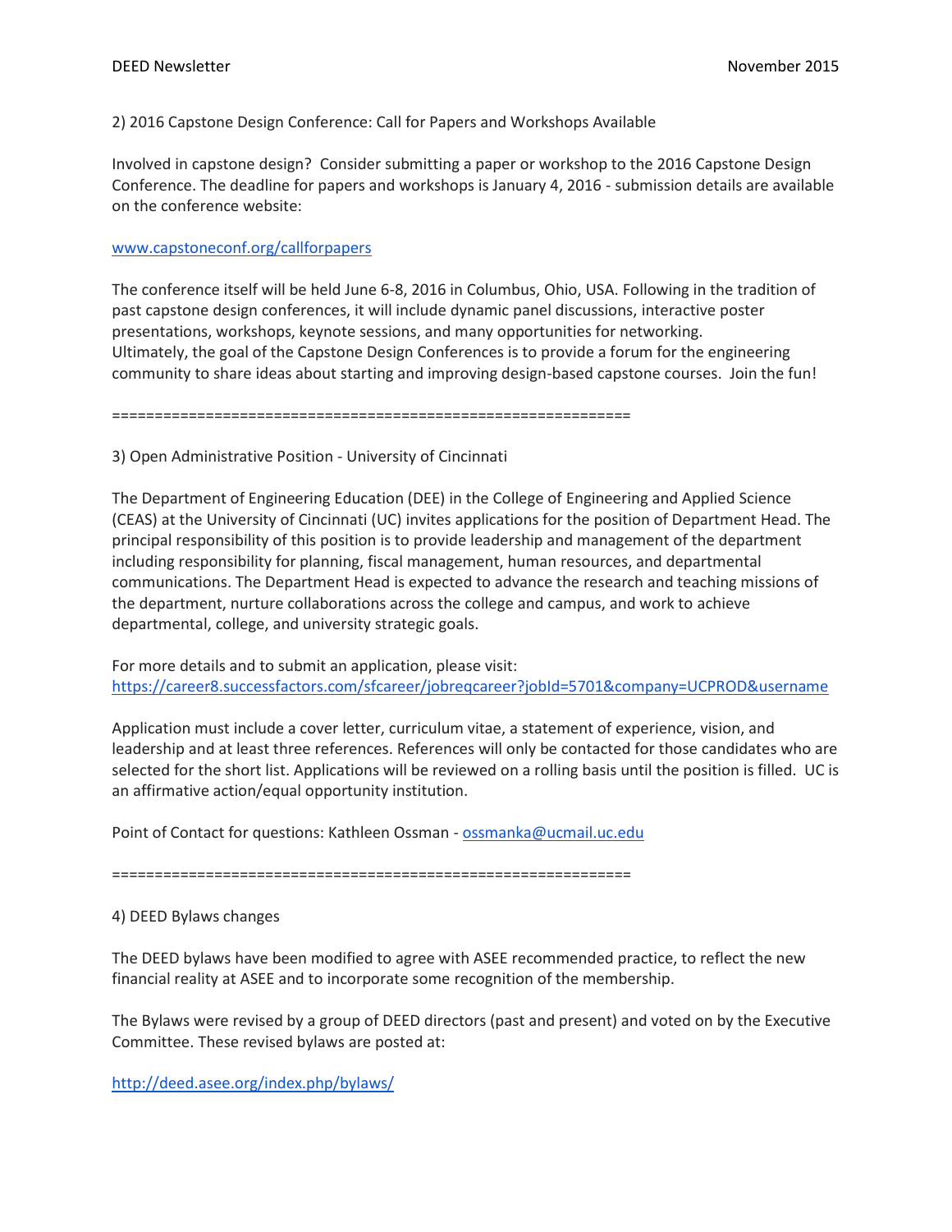2) 2016 Capstone Design Conference: Call for Papers and Workshops Available

Involved in capstone design? Consider submitting a paper or workshop to the 2016 Capstone Design Conference. The deadline for papers and workshops is January 4, 2016 - submission details are available on the conference website:

[www.capstoneconf.org/callforpapers](www.capstoneconf.org/callforpapers)

The conference itself will be held June 6-8, 2016 in Columbus, Ohio, USA. Following in the tradition of past capstone design conferences, it will include dynamic panel discussions, interactive poster presentations, workshops, keynote sessions, and many opportunities for networking.
Ultimately, the goal of the Capstone Design Conferences is to provide a forum for the engineering community to share ideas about starting and improving design-based capstone courses. Join the fun!

==============================================================

3) Open Administrative Position - University of Cincinnati

The Department of Engineering Education (DEE) in the College of Engineering and Applied Science (CEAS) at the University of Cincinnati (UC) invites applications for the position of Department Head. The principal responsibility of this position is to provide leadership and management of the department including responsibility for planning, fiscal management, human resources, and departmental communications. The Department Head is expected to advance the research and teaching missions of the department, nurture collaborations across the college and campus, and work to achieve departmental, college, and university strategic goals.

For more details and to submit an application, please visit:
[https://career8.successfactors.com/sfcareer/jobreqcareer?jobId=5701&company=UCPROD&username](https://career8.successfactors.com/sfcareer/jobreqcareer?jobId=5701&company=UCPROD&username)

Application must include a cover letter, curriculum vitae, a statement of experience, vision, and leadership and at least three references. References will only be contacted for those candidates who are selected for the short list. Applications will be reviewed on a rolling basis until the position is filled. UC is an affirmative action/equal opportunity institution.

Point of Contact for questions: Kathleen Ossman - [ossmanka@ucmail.uc.edu](mailto:ossmanka@ucmail.uc.edu)

==============================================================

4) DEED Bylaws changes

The DEED bylaws have been modified to agree with ASEE recommended practice, to reflect the new financial reality at ASEE and to incorporate some recognition of the membership.

The Bylaws were revised by a group of DEED directors (past and present) and voted on by the Executive Committee. These revised bylaws are posted at:

[http://deed.asee.org/index.php/bylaws/](http://deed.asee.org/index.php/bylaws/)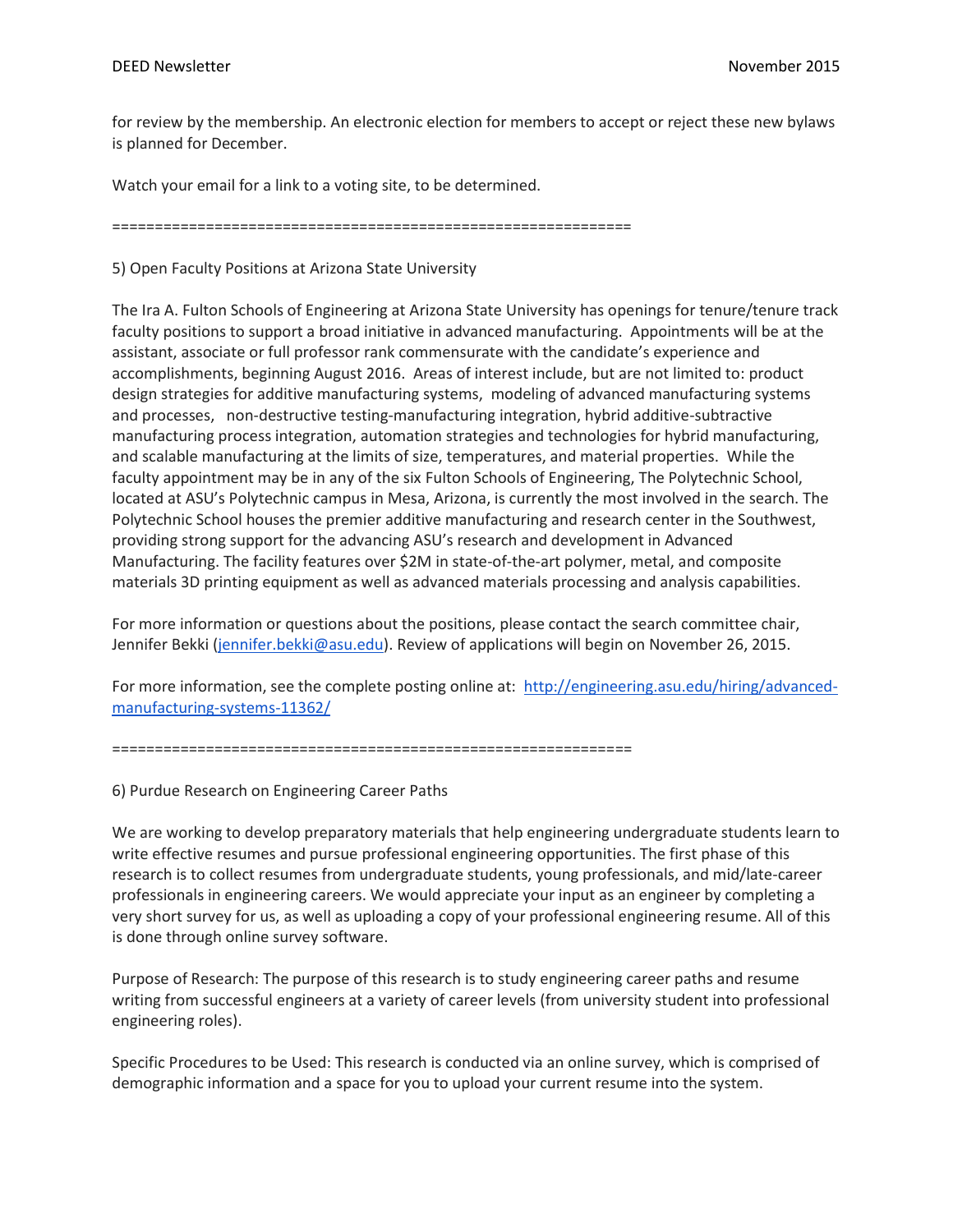for review by the membership. An electronic election for members to accept or reject these new bylaws is planned for December.

Watch your email for a link to a voting site, to be determined.

============================================================

5) Open Faculty Positions at Arizona State University

The Ira A. Fulton Schools of Engineering at Arizona State University has openings for tenure/tenure track faculty positions to support a broad initiative in advanced manufacturing. Appointments will be at the assistant, associate or full professor rank commensurate with the candidate's experience and accomplishments, beginning August 2016. Areas of interest include, but are not limited to: product design strategies for additive manufacturing systems, modeling of advanced manufacturing systems and processes, non-destructive testing-manufacturing integration, hybrid additive-subtractive manufacturing process integration, automation strategies and technologies for hybrid manufacturing, and scalable manufacturing at the limits of size, temperatures, and material properties. While the faculty appointment may be in any of the six Fulton Schools of Engineering, The Polytechnic School, located at ASU's Polytechnic campus in Mesa, Arizona, is currently the most involved in the search. The Polytechnic School houses the premier additive manufacturing and research center in the Southwest, providing strong support for the advancing ASU's research and development in Advanced Manufacturing. The facility features over $2M in state-of-the-art polymer, metal, and composite materials 3D printing equipment as well as advanced materials processing and analysis capabilities.

For more information or questions about the positions, please contact the search committee chair, Jennifer Bekki (jennifer.bekki@asu.edu). Review of applications will begin on November 26, 2015.

For more information, see the complete posting online at: http://engineering.asu.edu/hiring/advanced-manufacturing-systems-11362/

============================================================

6) Purdue Research on Engineering Career Paths

We are working to develop preparatory materials that help engineering undergraduate students learn to write effective resumes and pursue professional engineering opportunities. The first phase of this research is to collect resumes from undergraduate students, young professionals, and mid/late-career professionals in engineering careers. We would appreciate your input as an engineer by completing a very short survey for us, as well as uploading a copy of your professional engineering resume. All of this is done through online survey software.

Purpose of Research: The purpose of this research is to study engineering career paths and resume writing from successful engineers at a variety of career levels (from university student into professional engineering roles).

Specific Procedures to be Used: This research is conducted via an online survey, which is comprised of demographic information and a space for you to upload your current resume into the system.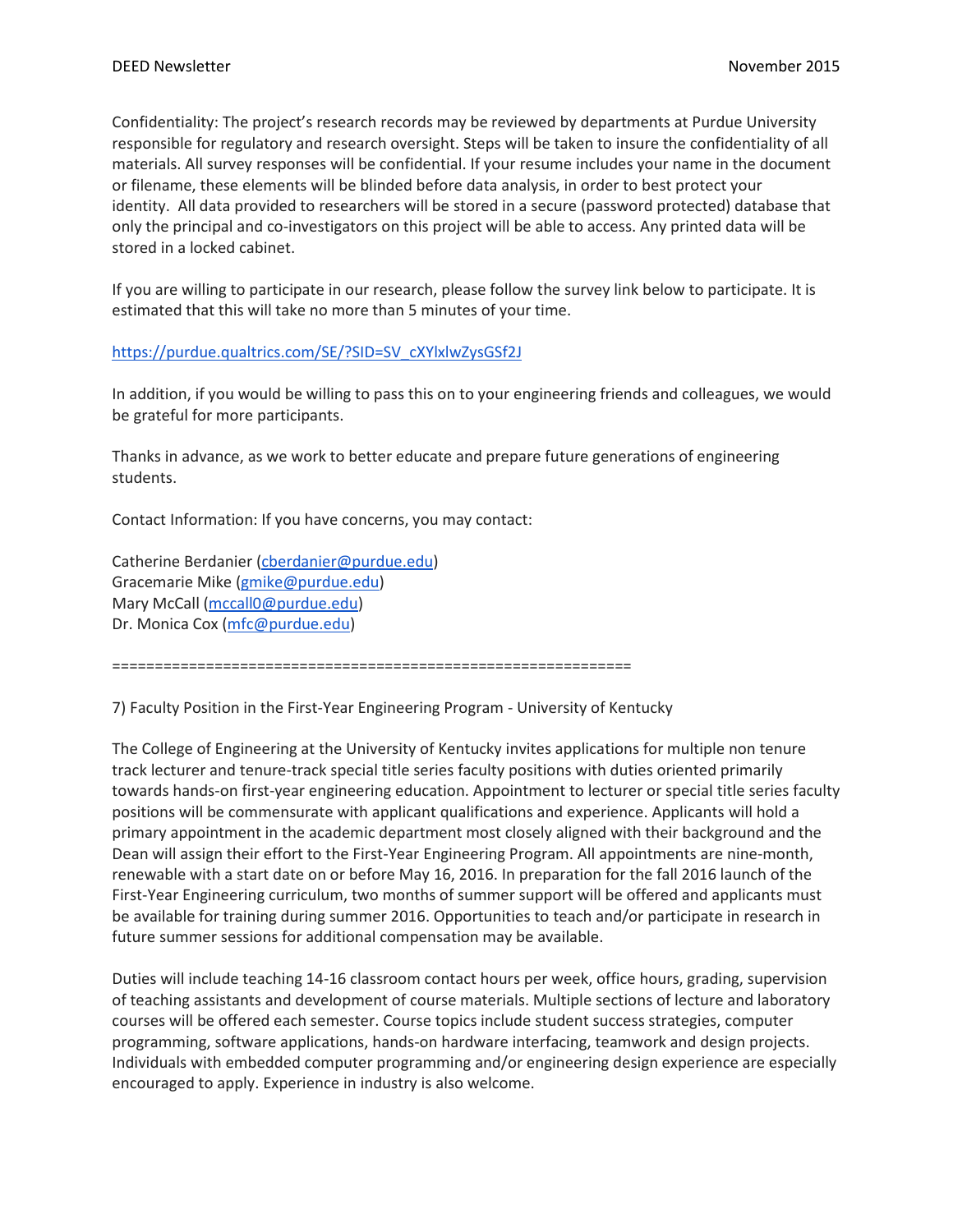Confidentiality: The project's research records may be reviewed by departments at Purdue University responsible for regulatory and research oversight. Steps will be taken to insure the confidentiality of all materials. All survey responses will be confidential. If your resume includes your name in the document or filename, these elements will be blinded before data analysis, in order to best protect your identity. All data provided to researchers will be stored in a secure (password protected) database that only the principal and co-investigators on this project will be able to access. Any printed data will be stored in a locked cabinet.

If you are willing to participate in our research, please follow the survey link below to participate. It is estimated that this will take no more than 5 minutes of your time.

https://purdue.qualtrics.com/SE/?SID=SV_cXYlxlwZysGSf2J

In addition, if you would be willing to pass this on to your engineering friends and colleagues, we would be grateful for more participants.

Thanks in advance, as we work to better educate and prepare future generations of engineering students.

Contact Information: If you have concerns, you may contact:

Catherine Berdanier (cberdanier@purdue.edu)
Gracemarie Mike (gmike@purdue.edu)
Mary McCall (mccall0@purdue.edu)
Dr. Monica Cox (mfc@purdue.edu)

=============================================================

7) Faculty Position in the First-Year Engineering Program - University of Kentucky

The College of Engineering at the University of Kentucky invites applications for multiple non tenure track lecturer and tenure-track special title series faculty positions with duties oriented primarily towards hands-on first-year engineering education. Appointment to lecturer or special title series faculty positions will be commensurate with applicant qualifications and experience. Applicants will hold a primary appointment in the academic department most closely aligned with their background and the Dean will assign their effort to the First-Year Engineering Program. All appointments are nine-month, renewable with a start date on or before May 16, 2016. In preparation for the fall 2016 launch of the First-Year Engineering curriculum, two months of summer support will be offered and applicants must be available for training during summer 2016. Opportunities to teach and/or participate in research in future summer sessions for additional compensation may be available.

Duties will include teaching 14-16 classroom contact hours per week, office hours, grading, supervision of teaching assistants and development of course materials. Multiple sections of lecture and laboratory courses will be offered each semester. Course topics include student success strategies, computer programming, software applications, hands-on hardware interfacing, teamwork and design projects. Individuals with embedded computer programming and/or engineering design experience are especially encouraged to apply. Experience in industry is also welcome.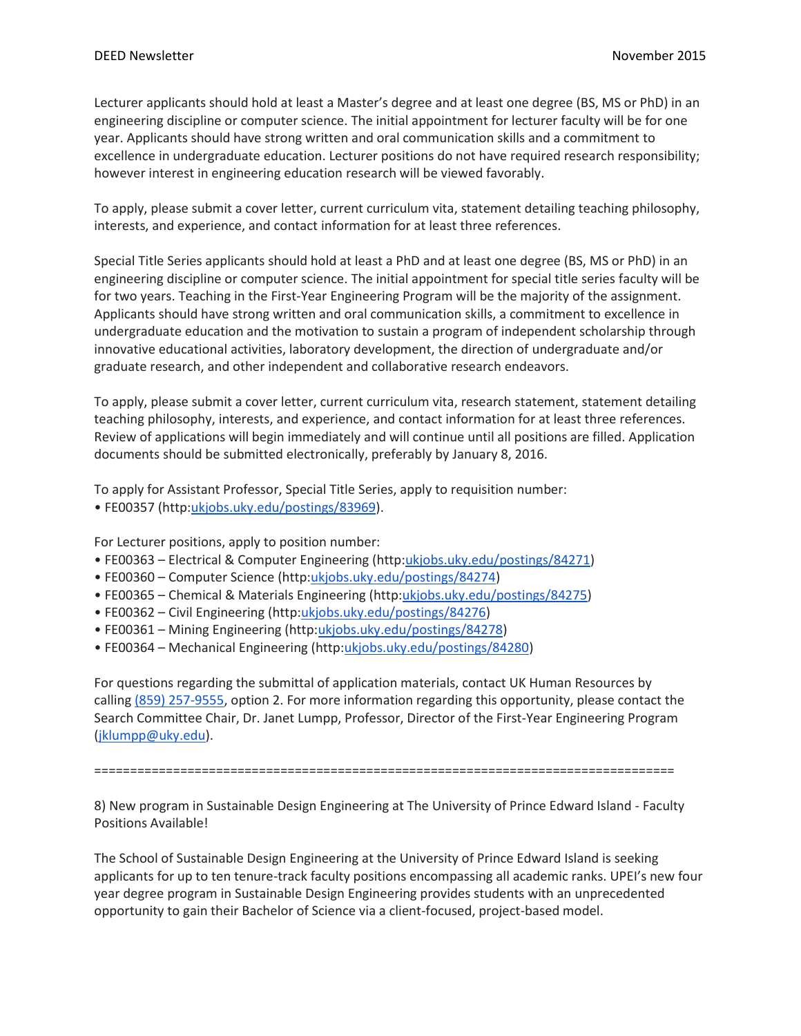Lecturer applicants should hold at least a Master's degree and at least one degree (BS, MS or PhD) in an engineering discipline or computer science. The initial appointment for lecturer faculty will be for one year. Applicants should have strong written and oral communication skills and a commitment to excellence in undergraduate education. Lecturer positions do not have required research responsibility; however interest in engineering education research will be viewed favorably.

To apply, please submit a cover letter, current curriculum vita, statement detailing teaching philosophy, interests, and experience, and contact information for at least three references.

Special Title Series applicants should hold at least a PhD and at least one degree (BS, MS or PhD) in an engineering discipline or computer science. The initial appointment for special title series faculty will be for two years. Teaching in the First-Year Engineering Program will be the majority of the assignment. Applicants should have strong written and oral communication skills, a commitment to excellence in undergraduate education and the motivation to sustain a program of independent scholarship through innovative educational activities, laboratory development, the direction of undergraduate and/or graduate research, and other independent and collaborative research endeavors.

To apply, please submit a cover letter, current curriculum vita, research statement, statement detailing teaching philosophy, interests, and experience, and contact information for at least three references. Review of applications will begin immediately and will continue until all positions are filled. Application documents should be submitted electronically, preferably by January 8, 2016.

To apply for Assistant Professor, Special Title Series, apply to requisition number:
- FE00357 (http:ukjobs.uky.edu/postings/83969).

For Lecturer positions, apply to position number:
- FE00363 – Electrical & Computer Engineering (http:ukjobs.uky.edu/postings/84271)
- FE00360 – Computer Science (http:ukjobs.uky.edu/postings/84274)
- FE00365 – Chemical & Materials Engineering (http:ukjobs.uky.edu/postings/84275)
- FE00362 – Civil Engineering (http:ukjobs.uky.edu/postings/84276)
- FE00361 – Mining Engineering (http:ukjobs.uky.edu/postings/84278)
- FE00364 – Mechanical Engineering (http:ukjobs.uky.edu/postings/84280)

For questions regarding the submittal of application materials, contact UK Human Resources by calling (859) 257-9555, option 2. For more information regarding this opportunity, please contact the Search Committee Chair, Dr. Janet Lumpp, Professor, Director of the First-Year Engineering Program (jklumpp@uky.edu).

================================================================================

8) New program in Sustainable Design Engineering at The University of Prince Edward Island - Faculty Positions Available!

The School of Sustainable Design Engineering at the University of Prince Edward Island is seeking applicants for up to ten tenure-track faculty positions encompassing all academic ranks. UPEI's new four year degree program in Sustainable Design Engineering provides students with an unprecedented opportunity to gain their Bachelor of Science via a client-focused, project-based model.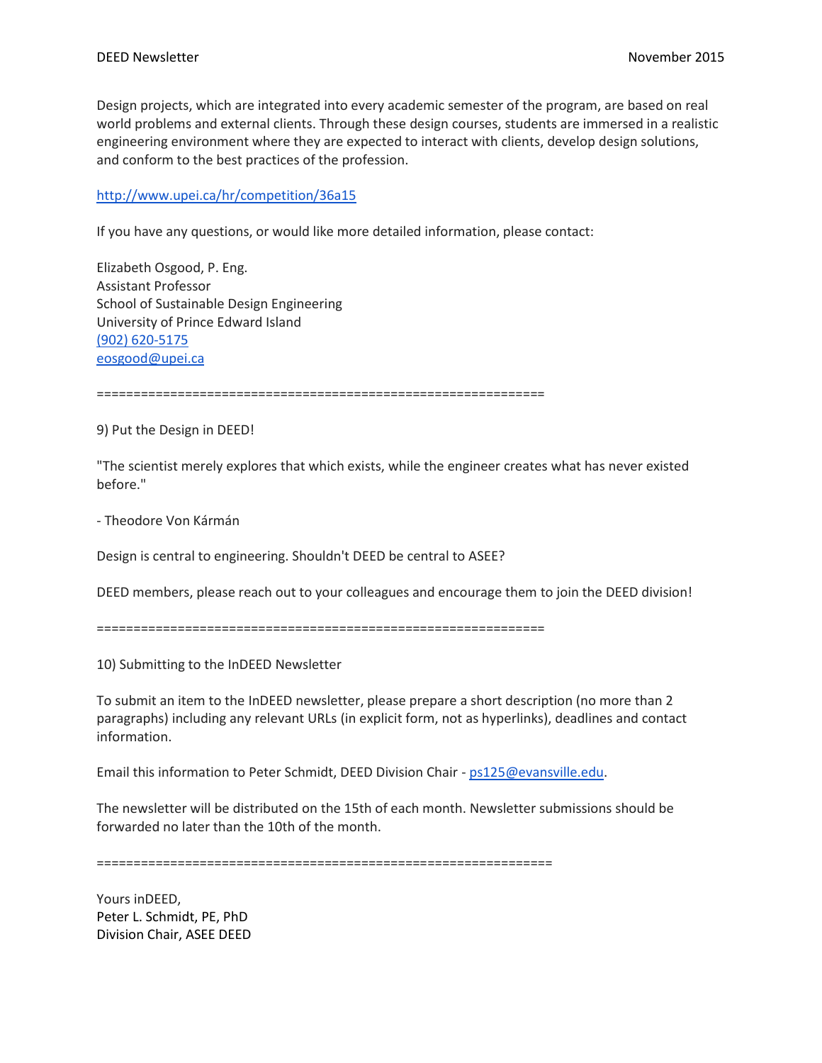Design projects, which are integrated into every academic semester of the program, are based on real world problems and external clients. Through these design courses, students are immersed in a realistic engineering environment where they are expected to interact with clients, develop design solutions, and conform to the best practices of the profession.

http://www.upei.ca/hr/competition/36a15

If you have any questions, or would like more detailed information, please contact:

Elizabeth Osgood, P. Eng.  
Assistant Professor  
School of Sustainable Design Engineering  
University of Prince Edward Island  
(902) 620-5175  
eosgood@upei.ca

============================================================

9) Put the Design in DEED!

"The scientist merely explores that which exists, while the engineer creates what has never existed before."

- Theodore Von Kármán

Design is central to engineering. Shouldn't DEED be central to ASEE?

DEED members, please reach out to your colleagues and encourage them to join the DEED division!

============================================================

10) Submitting to the InDEED Newsletter

To submit an item to the InDEED newsletter, please prepare a short description (no more than 2 paragraphs) including any relevant URLs (in explicit form, not as hyperlinks), deadlines and contact information.

Email this information to Peter Schmidt, DEED Division Chair - ps125@evansville.edu.

The newsletter will be distributed on the 15th of each month. Newsletter submissions should be forwarded no later than the 10th of the month.

=============================================================

Yours inDEED,  
Peter L. Schmidt, PE, PhD  
Division Chair, ASEE DEED